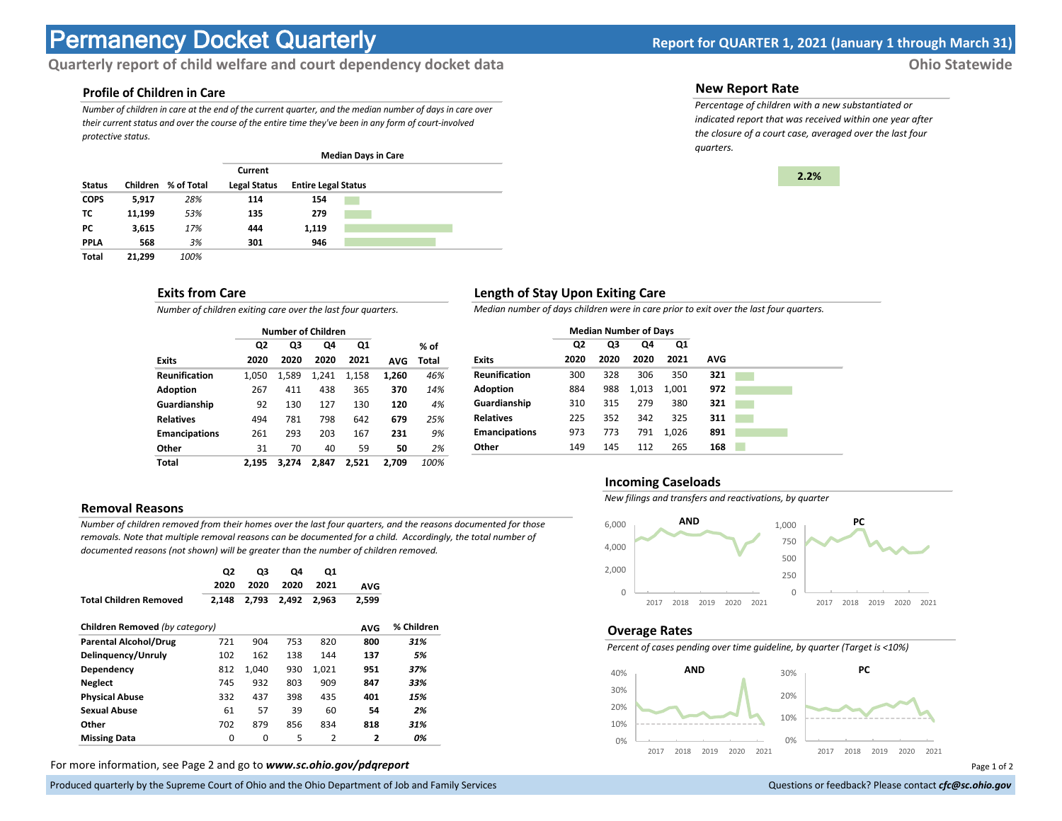# Permanency Docket Quarterly

**Report for QUARTER 1, 2021 (January 1 through March 31)**

**Quarterly report of child welfare and court dependency docket data** — **Ohio Statewide**

## Profile of Children in Care

*Number of children in care at the end of the current quarter, and the median number of days in care over their current status and over the course of the entire time they've been in any form of court-involved protective status.*

| Status | Children | % of Total | Median Days in Care: Current Legal Status | Median Days in Care: Entire Legal Status |
|---|---|---|---|---|
| COPS | 5,917 | 28% | 114 | 154 |
| TC | 11,199 | 53% | 135 | 279 |
| PC | 3,615 | 17% | 444 | 1,119 |
| PPLA | 568 | 3% | 301 | 946 |
| Total | 21,299 | 100% | | |

## New Report Rate

*Percentage of children with a new substantiated or indicated report that was received within one year after the closure of a court case, averaged over the last four quarters.*

**2.2%**

## Exits from Care

*Number of children exiting care over the last four quarters.*

| Exits | Q2 2020 | Q3 2020 | Q4 2020 | Q1 2021 | AVG | % of Total |
|---|---|---|---|---|---|---|
| Reunification | 1,050 | 1,589 | 1,241 | 1,158 | 1,260 | 46% |
| Adoption | 267 | 411 | 438 | 365 | 370 | 14% |
| Guardianship | 92 | 130 | 127 | 130 | 120 | 4% |
| Relatives | 494 | 781 | 798 | 642 | 679 | 25% |
| Emancipations | 261 | 293 | 203 | 167 | 231 | 9% |
| Other | 31 | 70 | 40 | 59 | 50 | 2% |
| Total | 2,195 | 3,274 | 2,847 | 2,521 | 2,709 | 100% |

## Length of Stay Upon Exiting Care

*Median number of days children were in care prior to exit over the last four quarters.*

| Exits | Q2 2020 | Q3 2020 | Q4 2020 | Q1 2021 | AVG |
|---|---|---|---|---|---|
| Reunification | 300 | 328 | 306 | 350 | 321 |
| Adoption | 884 | 988 | 1,013 | 1,001 | 972 |
| Guardianship | 310 | 315 | 279 | 380 | 321 |
| Relatives | 225 | 352 | 342 | 325 | 311 |
| Emancipations | 973 | 773 | 791 | 1,026 | 891 |
| Other | 149 | 145 | 112 | 265 | 168 |

## Incoming Caseloads

*New filings and transfers and reactivations, by quarter*

## Removal Reasons

*Number of children removed from their homes over the last four quarters, and the reasons documented for those removals. Note that multiple removal reasons can be documented for a child. Accordingly, the total number of documented reasons (not shown) will be greater than the number of children removed.*

| | Q2 2020 | Q3 2020 | Q4 2020 | Q1 2021 | AVG |
|---|---|---|---|---|---|
| **Total Children Removed** | 2,148 | 2,793 | 2,492 | 2,963 | 2,599 |

| Children Removed *(by category)* | Q2 2020 | Q3 2020 | Q4 2020 | Q1 2021 | AVG | % Children |
|---|---|---|---|---|---|---|
| Parental Alcohol/Drug | 721 | 904 | 753 | 820 | 800 | 31% |
| Delinquency/Unruly | 102 | 162 | 138 | 144 | 137 | 5% |
| Dependency | 812 | 1,040 | 930 | 1,021 | 951 | 37% |
| Neglect | 745 | 932 | 803 | 909 | 847 | 33% |
| Physical Abuse | 332 | 437 | 398 | 435 | 401 | 15% |
| Sexual Abuse | 61 | 57 | 39 | 60 | 54 | 2% |
| Other | 702 | 879 | 856 | 834 | 818 | 31% |
| Missing Data | 0 | 0 | 5 | 2 | 2 | 0% |

## Overage Rates

*Percent of cases pending over time guideline, by quarter (Target is <10%)*

For more information, see Page 2 and go to ***www.sc.ohio.gov/pdqreport***

Produced quarterly by the Supreme Court of Ohio and the Ohio Department of Job and Family Services

Questions or feedback? Please contact ***cfc@sc.ohio.gov***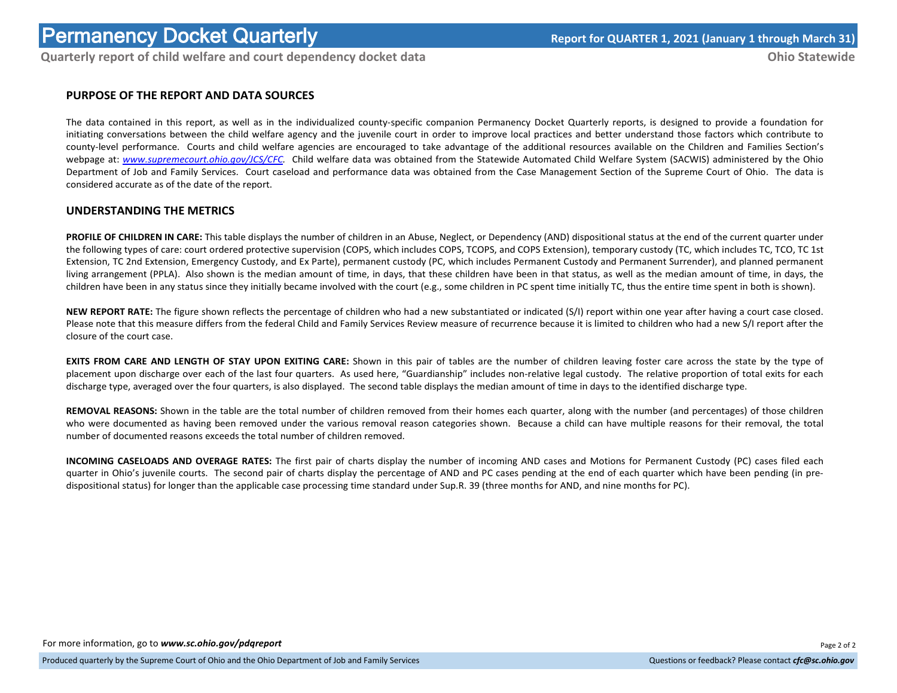# Permanency Docket Quarterly

**Report for QUARTER 1, 2021 (January 1 through March 31)**

**Quarterly report of child welfare and court dependency docket data**

**Ohio Statewide**

## PURPOSE OF THE REPORT AND DATA SOURCES

The data contained in this report, as well as in the individualized county-specific companion Permanency Docket Quarterly reports, is designed to provide a foundation for initiating conversations between the child welfare agency and the juvenile court in order to improve local practices and better understand those factors which contribute to county-level performance. Courts and child welfare agencies are encouraged to take advantage of the additional resources available on the Children and Families Section's webpage at: *www.supremecourt.ohio.gov/JCS/CFC*. Child welfare data was obtained from the Statewide Automated Child Welfare System (SACWIS) administered by the Ohio Department of Job and Family Services. Court caseload and performance data was obtained from the Case Management Section of the Supreme Court of Ohio. The data is considered accurate as of the date of the report.

## UNDERSTANDING THE METRICS

**PROFILE OF CHILDREN IN CARE:** This table displays the number of children in an Abuse, Neglect, or Dependency (AND) dispositional status at the end of the current quarter under the following types of care: court ordered protective supervision (COPS, which includes COPS, TCOPS, and COPS Extension), temporary custody (TC, which includes TC, TCO, TC 1st Extension, TC 2nd Extension, Emergency Custody, and Ex Parte), permanent custody (PC, which includes Permanent Custody and Permanent Surrender), and planned permanent living arrangement (PPLA). Also shown is the median amount of time, in days, that these children have been in that status, as well as the median amount of time, in days, the children have been in any status since they initially became involved with the court (e.g., some children in PC spent time initially TC, thus the entire time spent in both is shown).

**NEW REPORT RATE:** The figure shown reflects the percentage of children who had a new substantiated or indicated (S/I) report within one year after having a court case closed. Please note that this measure differs from the federal Child and Family Services Review measure of recurrence because it is limited to children who had a new S/I report after the closure of the court case.

**EXITS FROM CARE AND LENGTH OF STAY UPON EXITING CARE:** Shown in this pair of tables are the number of children leaving foster care across the state by the type of placement upon discharge over each of the last four quarters. As used here, "Guardianship" includes non-relative legal custody. The relative proportion of total exits for each discharge type, averaged over the four quarters, is also displayed. The second table displays the median amount of time in days to the identified discharge type.

**REMOVAL REASONS:** Shown in the table are the total number of children removed from their homes each quarter, along with the number (and percentages) of those children who were documented as having been removed under the various removal reason categories shown. Because a child can have multiple reasons for their removal, the total number of documented reasons exceeds the total number of children removed.

**INCOMING CASELOADS AND OVERAGE RATES:** The first pair of charts display the number of incoming AND cases and Motions for Permanent Custody (PC) cases filed each quarter in Ohio's juvenile courts. The second pair of charts display the percentage of AND and PC cases pending at the end of each quarter which have been pending (in pre-dispositional status) for longer than the applicable case processing time standard under Sup.R. 39 (three months for AND, and nine months for PC).

For more information, go to ***www.sc.ohio.gov/pdqreport***

Produced quarterly by the Supreme Court of Ohio and the Ohio Department of Job and Family Services

Questions or feedback? Please contact ***cfc@sc.ohio.gov***